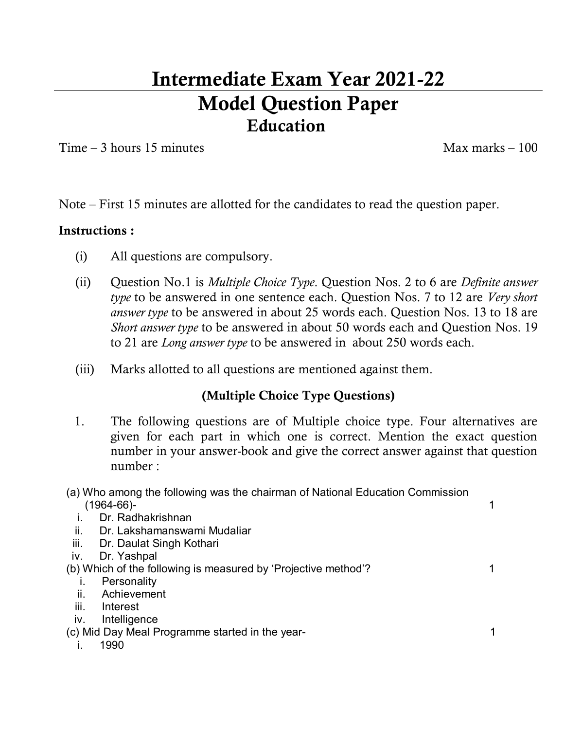# Intermediate Exam Year 2021-22

## Model Question Paper

### Education

Time – 3 hours 15 minutes Max marks – 100

Note – First 15 minutes are allotted for the candidates to read the question paper.

**Instructions :**

(i) All questions are compulsory.

(ii) Question No.1 is *Multiple Choice Type*. Question Nos. 2 to 6 are *Definite answer type* to be answered in one sentence each. Question Nos. 7 to 12 are *Very short answer type* to be answered in about 25 words each. Question Nos. 13 to 18 are *Short answer type* to be answered in about 50 words each and Question Nos. 19 to 21 are *Long answer type* to be answered in about 250 words each.

(iii) Marks allotted to all questions are mentioned against them.

**(Multiple Choice Type Questions)**

1. The following questions are of Multiple choice type. Four alternatives are given for each part in which one is correct. Mention the exact question number in your answer-book and give the correct answer against that question number :

(a) Who among the following was the chairman of National Education Commission (1964-66)- 1

i. Dr. Radhakrishnan
ii. Dr. Lakshamanswami Mudaliar
iii. Dr. Daulat Singh Kothari
iv. Dr. Yashpal

(b) Which of the following is measured by 'Projective method'? 1

i. Personality
ii. Achievement
iii. Interest
iv. Intelligence

(c) Mid Day Meal Programme started in the year- 1

i. 1990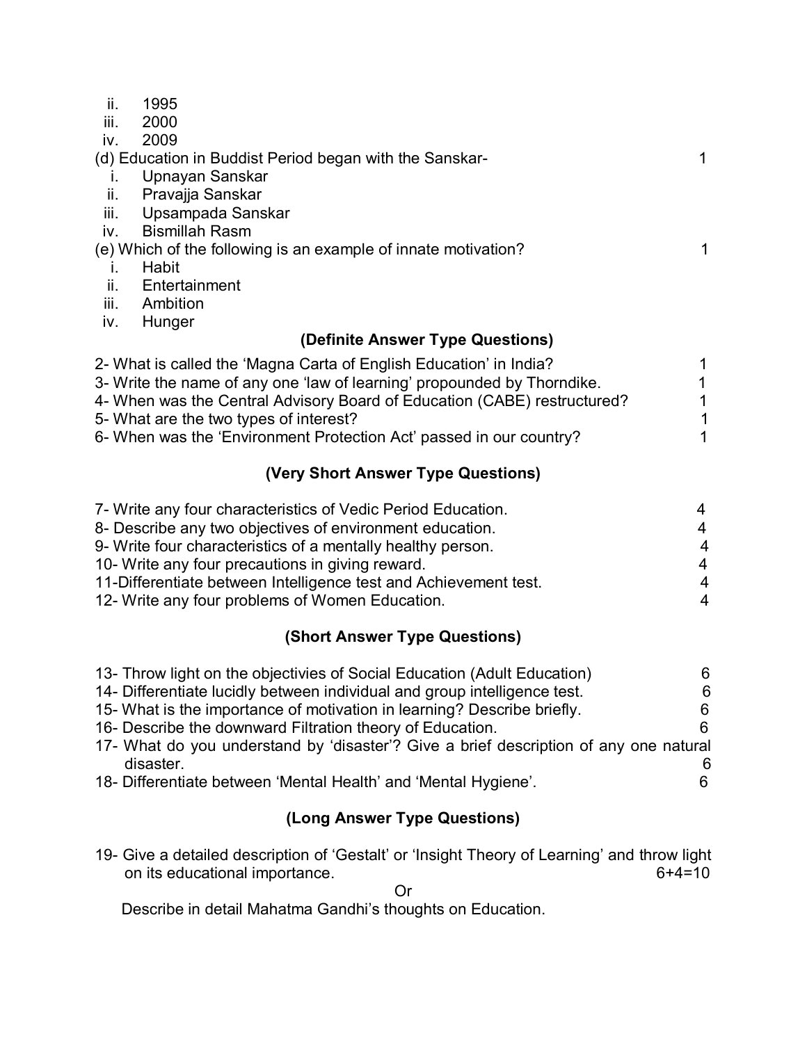- ii. 1995
- iii. 2000
- iv. 2009

(d) Education in Buddist Period began with the Sanskar- 1

- i. Upnayan Sanskar
- ii. Pravajja Sanskar
- iii. Upsampada Sanskar
- iv. Bismillah Rasm

(e) Which of the following is an example of innate motivation? 1

- i. Habit
- ii. Entertainment
- iii. Ambition
- iv. Hunger

## (Definite Answer Type Questions)

2- What is called the 'Magna Carta of English Education' in India? 1

3- Write the name of any one 'law of learning' propounded by Thorndike. 1

4- When was the Central Advisory Board of Education (CABE) restructured? 1

5- What are the two types of interest? 1

6- When was the 'Environment Protection Act' passed in our country? 1

## (Very Short Answer Type Questions)

7- Write any four characteristics of Vedic Period Education. 4

8- Describe any two objectives of environment education. 4

9- Write four characteristics of a mentally healthy person. 4

10- Write any four precautions in giving reward. 4

11-Differentiate between Intelligence test and Achievement test. 4

12- Write any four problems of Women Education. 4

## (Short Answer Type Questions)

13- Throw light on the objectivies of Social Education (Adult Education) 6

14- Differentiate lucidly between individual and group intelligence test. 6

15- What is the importance of motivation in learning? Describe briefly. 6

16- Describe the downward Filtration theory of Education. 6

17- What do you understand by 'disaster'? Give a brief description of any one natural disaster. 6

18- Differentiate between 'Mental Health' and 'Mental Hygiene'. 6

## (Long Answer Type Questions)

19- Give a detailed description of 'Gestalt' or 'Insight Theory of Learning' and throw light on its educational importance. 6+4=10

Or

Describe in detail Mahatma Gandhi's thoughts on Education.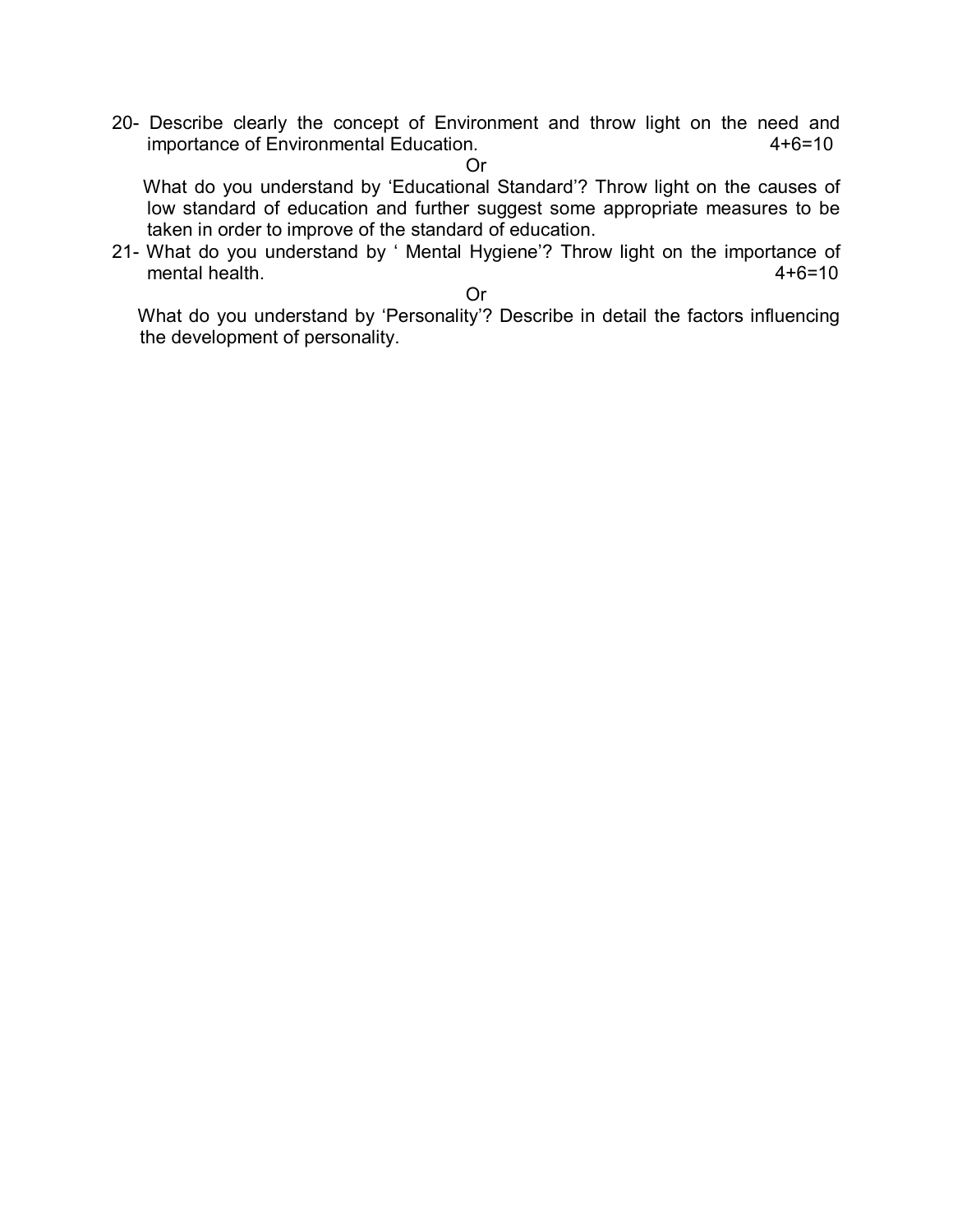20- Describe clearly the concept of Environment and throw light on the need and importance of Environmental Education. 4+6=10

Or

What do you understand by 'Educational Standard'? Throw light on the causes of low standard of education and further suggest some appropriate measures to be taken in order to improve of the standard of education.

21- What do you understand by ' Mental Hygiene'? Throw light on the importance of mental health. 4+6=10

Or

What do you understand by 'Personality'? Describe in detail the factors influencing the development of personality.